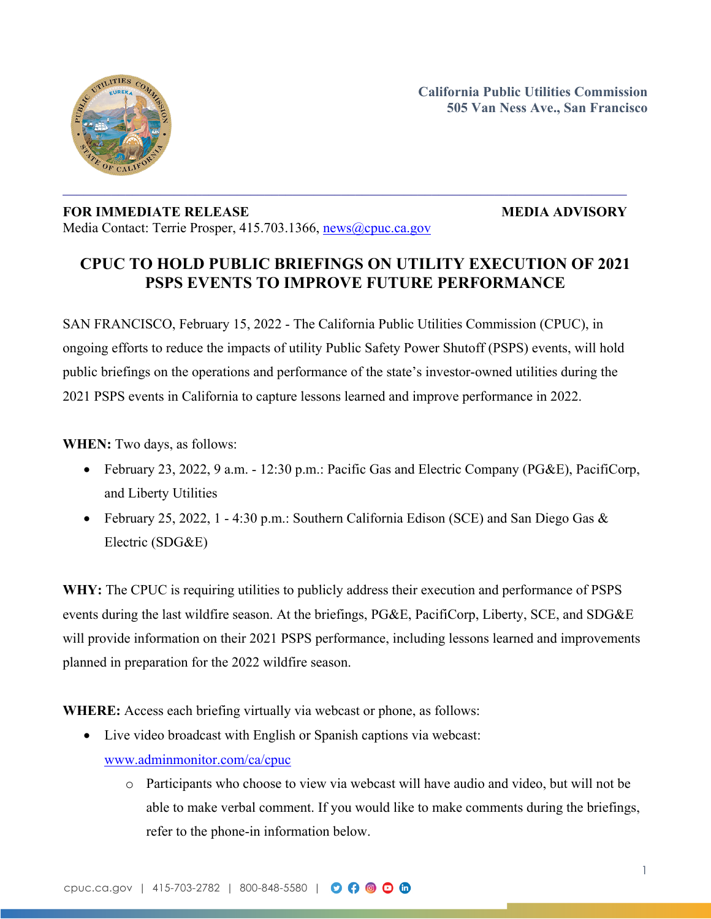California Public Utilities Commission
505 Van Ness Ave., San Francisco

**FOR IMMEDIATE RELEASE** **MEDIA ADVISORY**
Media Contact: Terrie Prosper, 415.703.1366, news@cpuc.ca.gov

# CPUC TO HOLD PUBLIC BRIEFINGS ON UTILITY EXECUTION OF 2021 PSPS EVENTS TO IMPROVE FUTURE PERFORMANCE

SAN FRANCISCO, February 15, 2022 - The California Public Utilities Commission (CPUC), in ongoing efforts to reduce the impacts of utility Public Safety Power Shutoff (PSPS) events, will hold public briefings on the operations and performance of the state's investor-owned utilities during the 2021 PSPS events in California to capture lessons learned and improve performance in 2022.

**WHEN:** Two days, as follows:

- February 23, 2022, 9 a.m. - 12:30 p.m.: Pacific Gas and Electric Company (PG&E), PacifiCorp, and Liberty Utilities
- February 25, 2022, 1 - 4:30 p.m.: Southern California Edison (SCE) and San Diego Gas & Electric (SDG&E)

**WHY:** The CPUC is requiring utilities to publicly address their execution and performance of PSPS events during the last wildfire season. At the briefings, PG&E, PacifiCorp, Liberty, SCE, and SDG&E will provide information on their 2021 PSPS performance, including lessons learned and improvements planned in preparation for the 2022 wildfire season.

**WHERE:** Access each briefing virtually via webcast or phone, as follows:

- Live video broadcast with English or Spanish captions via webcast: www.adminmonitor.com/ca/cpuc
    - Participants who choose to view via webcast will have audio and video, but will not be able to make verbal comment. If you would like to make comments during the briefings, refer to the phone-in information below.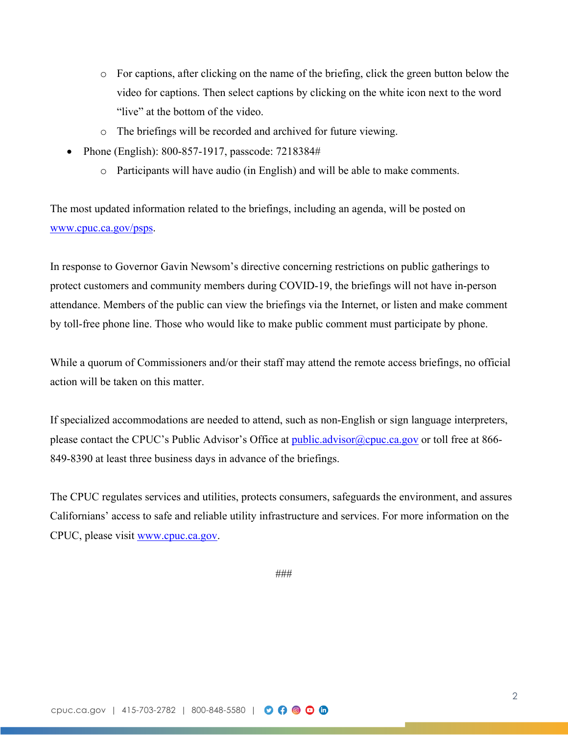- For captions, after clicking on the name of the briefing, click the green button below the video for captions. Then select captions by clicking on the white icon next to the word "live" at the bottom of the video.
    - The briefings will be recorded and archived for future viewing.
- Phone (English): 800-857-1917, passcode: 7218384#
    - Participants will have audio (in English) and will be able to make comments.

The most updated information related to the briefings, including an agenda, will be posted on [www.cpuc.ca.gov/psps](www.cpuc.ca.gov/psps).

In response to Governor Gavin Newsom's directive concerning restrictions on public gatherings to protect customers and community members during COVID-19, the briefings will not have in-person attendance. Members of the public can view the briefings via the Internet, or listen and make comment by toll-free phone line. Those who would like to make public comment must participate by phone.

While a quorum of Commissioners and/or their staff may attend the remote access briefings, no official action will be taken on this matter.

If specialized accommodations are needed to attend, such as non-English or sign language interpreters, please contact the CPUC's Public Advisor's Office at [public.advisor@cpuc.ca.gov](mailto:public.advisor@cpuc.ca.gov) or toll free at 866-849-8390 at least three business days in advance of the briefings.

The CPUC regulates services and utilities, protects consumers, safeguards the environment, and assures Californians' access to safe and reliable utility infrastructure and services. For more information on the CPUC, please visit [www.cpuc.ca.gov](www.cpuc.ca.gov).

###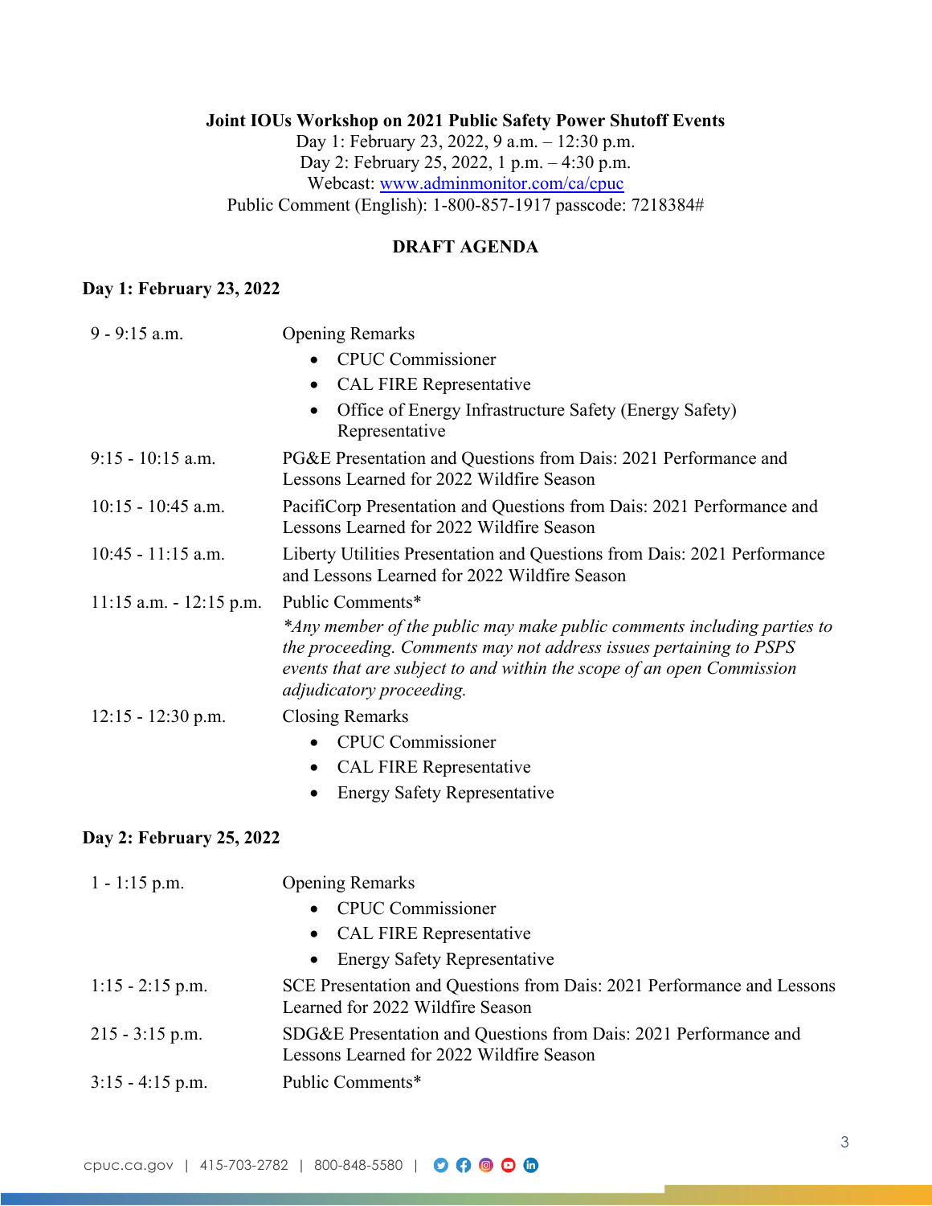**Joint IOUs Workshop on 2021 Public Safety Power Shutoff Events**

Day 1: February 23, 2022, 9 a.m. – 12:30 p.m.
Day 2: February 25, 2022, 1 p.m. – 4:30 p.m.
Webcast: [www.adminmonitor.com/ca/cpuc](http://www.adminmonitor.com/ca/cpuc)
Public Comment (English): 1-800-857-1917 passcode: 7218384#

**DRAFT AGENDA**

**Day 1: February 23, 2022**

| | |
|---|---|
| 9 - 9:15 a.m. | Opening Remarks<br>• CPUC Commissioner<br>• CAL FIRE Representative<br>• Office of Energy Infrastructure Safety (Energy Safety) Representative |
| 9:15 - 10:15 a.m. | PG&E Presentation and Questions from Dais: 2021 Performance and Lessons Learned for 2022 Wildfire Season |
| 10:15 - 10:45 a.m. | PacifiCorp Presentation and Questions from Dais: 2021 Performance and Lessons Learned for 2022 Wildfire Season |
| 10:45 - 11:15 a.m. | Liberty Utilities Presentation and Questions from Dais: 2021 Performance and Lessons Learned for 2022 Wildfire Season |
| 11:15 a.m. - 12:15 p.m. | Public Comments*<br>*\*Any member of the public may make public comments including parties to the proceeding. Comments may not address issues pertaining to PSPS events that are subject to and within the scope of an open Commission adjudicatory proceeding.* |
| 12:15 - 12:30 p.m. | Closing Remarks<br>• CPUC Commissioner<br>• CAL FIRE Representative<br>• Energy Safety Representative |

**Day 2: February 25, 2022**

| | |
|---|---|
| 1 - 1:15 p.m. | Opening Remarks<br>• CPUC Commissioner<br>• CAL FIRE Representative<br>• Energy Safety Representative |
| 1:15 - 2:15 p.m. | SCE Presentation and Questions from Dais: 2021 Performance and Lessons Learned for 2022 Wildfire Season |
| 215 - 3:15 p.m. | SDG&E Presentation and Questions from Dais: 2021 Performance and Lessons Learned for 2022 Wildfire Season |
| 3:15 - 4:15 p.m. | Public Comments* |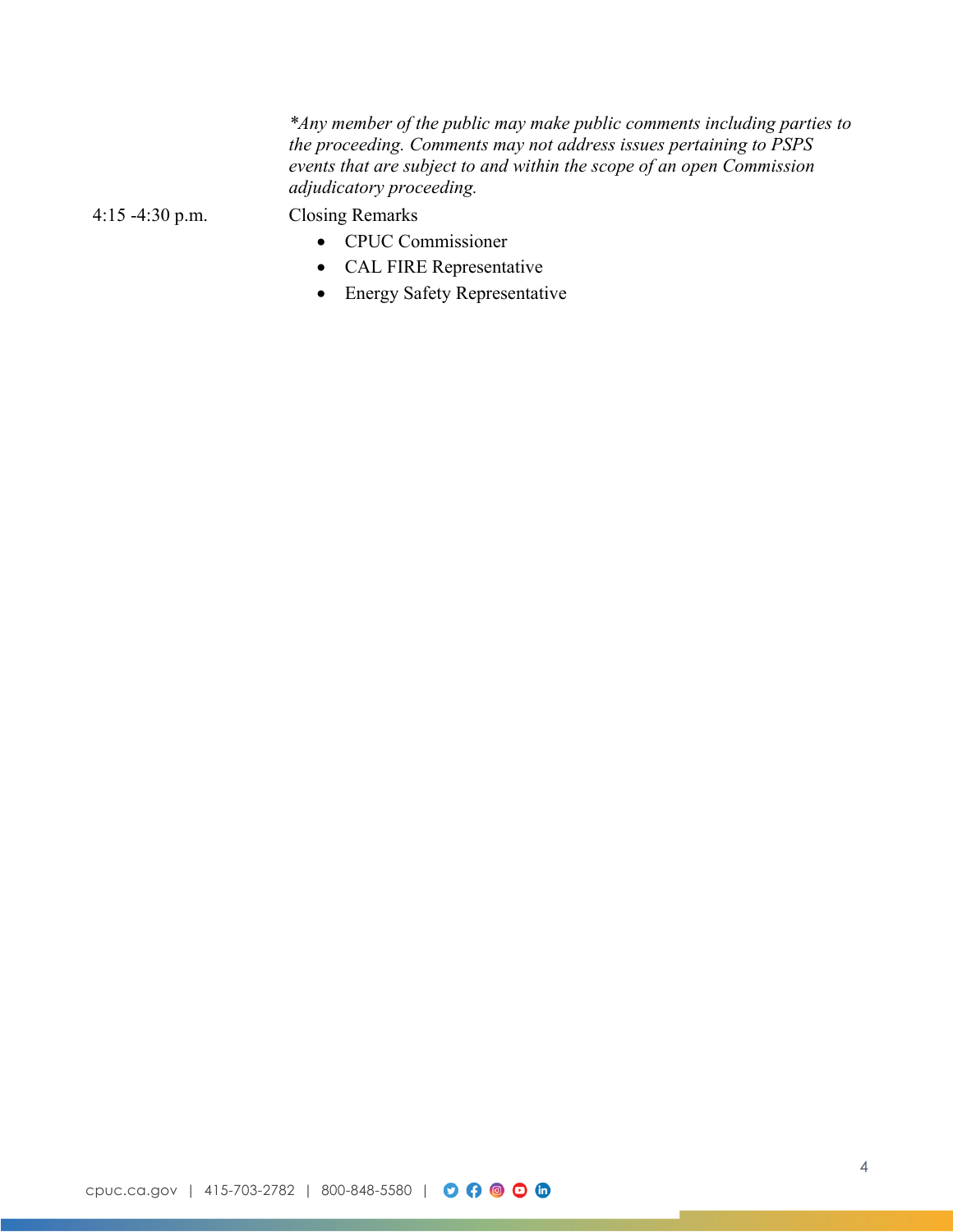*\*Any member of the public may make public comments including parties to the proceeding. Comments may not address issues pertaining to PSPS events that are subject to and within the scope of an open Commission adjudicatory proceeding.*

4:15 -4:30 p.m. Closing Remarks

- CPUC Commissioner
- CAL FIRE Representative
- Energy Safety Representative